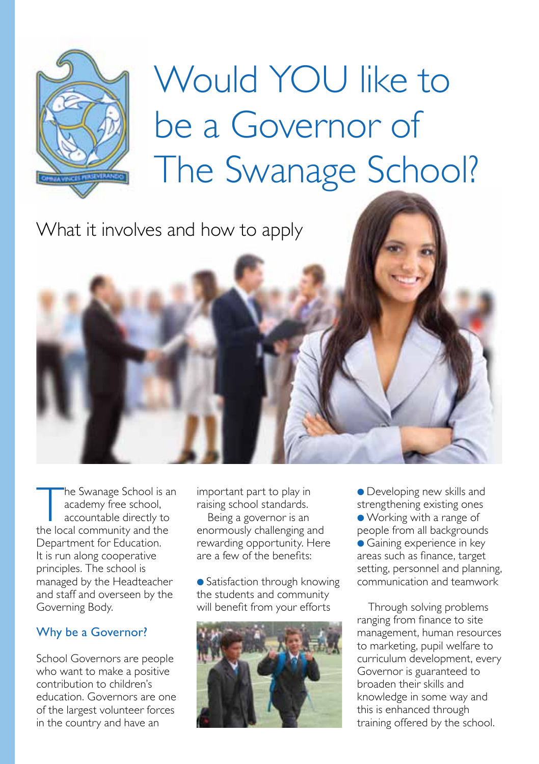# Would YOU like to be a Governor of The Swanage School?

## What it involves and how to apply

The Swanage School is an academy free school, accountable directly to the local community and the Department for Education. It is run along cooperative principles. The school is managed by the Headteacher and staff and overseen by the Governing Body.

### Why be a Governor?

School Governors are people who want to make a positive contribution to children's education. Governors are one of the largest volunteer forces in the country and have an important part to play in raising school standards.

Being a governor is an enormously challenging and rewarding opportunity. Here are a few of the benefits:

- Satisfaction through knowing the students and community will benefit from your efforts
- Developing new skills and strengthening existing ones
- Working with a range of people from all backgrounds
- Gaining experience in key areas such as finance, target setting, personnel and planning, communication and teamwork

Through solving problems ranging from finance to site management, human resources to marketing, pupil welfare to curriculum development, every Governor is guaranteed to broaden their skills and knowledge in some way and this is enhanced through training offered by the school.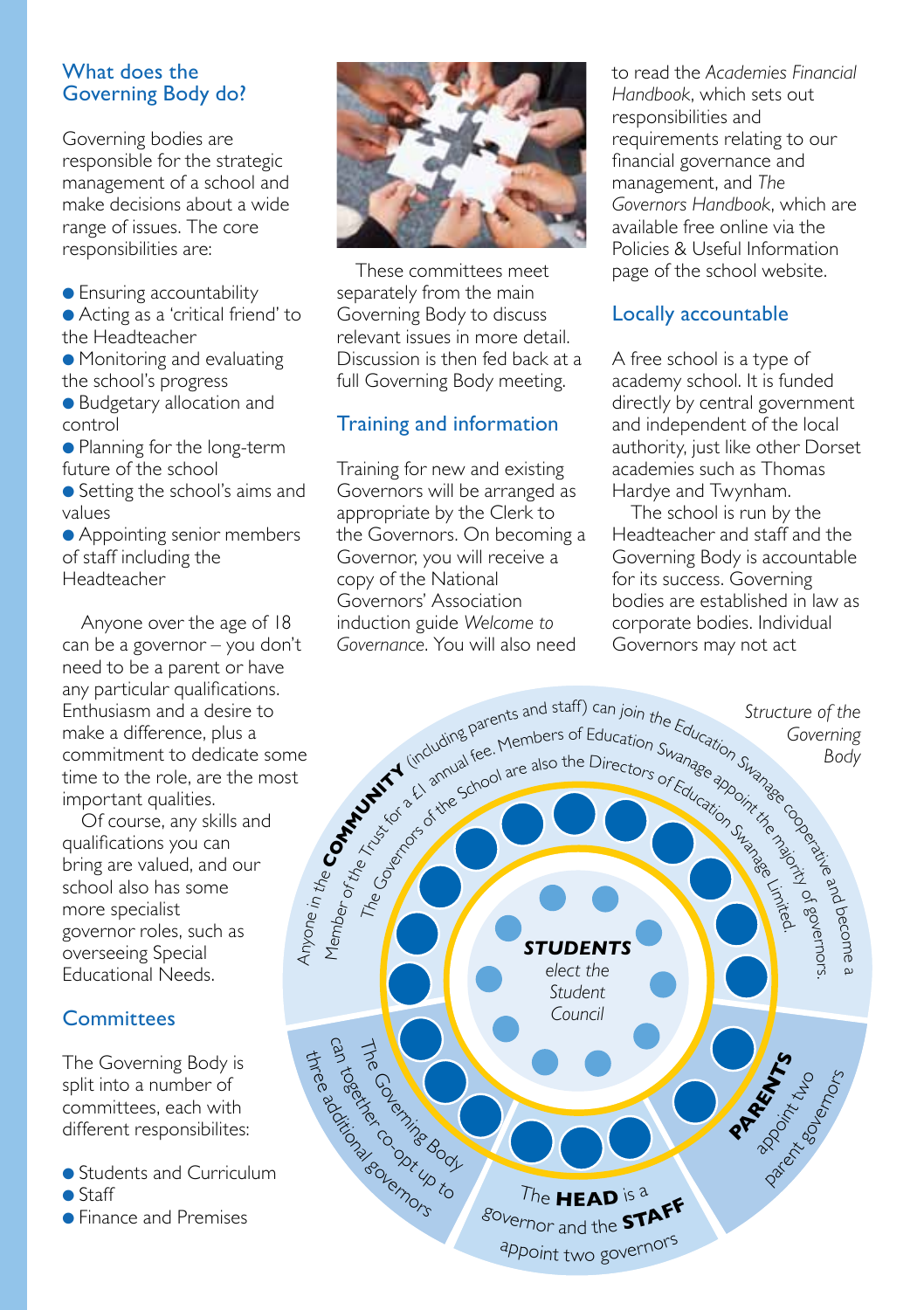## What does the Governing Body do?

Governing bodies are responsible for the strategic management of a school and make decisions about a wide range of issues. The core responsibilities are:

- Ensuring accountability
- Acting as a 'critical friend' to the Headteacher
- Monitoring and evaluating the school's progress
- Budgetary allocation and control
- Planning for the long-term future of the school
- Setting the school's aims and values
- Appointing senior members of staff including the Headteacher

Anyone over the age of 18 can be a governor – you don't need to be a parent or have any particular qualifications. Enthusiasm and a desire to make a difference, plus a commitment to dedicate some time to the role, are the most important qualities.

Of course, any skills and qualifications you can bring are valued, and our school also has some more specialist governor roles, such as overseeing Special Educational Needs.

## Committees

The Governing Body is split into a number of committees, each with different responsibilites:

- Students and Curriculum
- Staff
- Finance and Premises

These committees meet separately from the main Governing Body to discuss relevant issues in more detail. Discussion is then fed back at a full Governing Body meeting.

## Training and information

Training for new and existing Governors will be arranged as appropriate by the Clerk to the Governors. On becoming a Governor, you will receive a copy of the National Governors' Association induction guide *Welcome to Governance*. You will also need to read the *Academies Financial Handbook*, which sets out responsibilities and requirements relating to our financial governance and management, and *The Governors Handbook*, which are available free online via the Policies & Useful Information page of the school website.

## Locally accountable

A free school is a type of academy school. It is funded directly by central government and independent of the local authority, just like other Dorset academies such as Thomas Hardye and Twynham.

The school is run by the Headteacher and staff and the Governing Body is accountable for its success. Governing bodies are established in law as corporate bodies. Individual Governors may not act

*Structure of the Governing Body*

Anyone in the **COMMUNITY** (including parents and staff) can join the Education Swanage cooperative and become a Member of the Trust for a £1 annual fee. Members of Education Swanage appoint the majority of governors. The Governors of the School are also the Directors of Education Swanage Limited.

**STUDENTS** *elect the Student Council*

**PARENTS** appoint two parent governors

The **HEAD** is a governor and the **STAFF** appoint two governors

The Governing Body can together co-opt up to three additional governors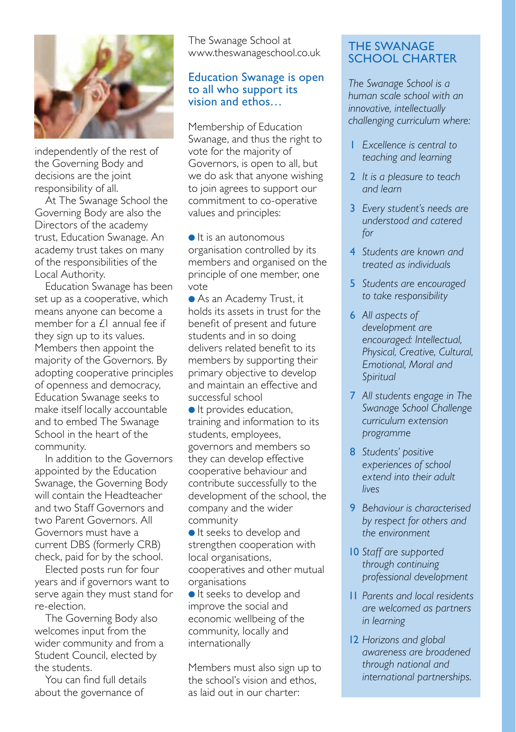independently of the rest of the Governing Body and decisions are the joint responsibility of all.

At The Swanage School the Governing Body are also the Directors of the academy trust, Education Swanage. An academy trust takes on many of the responsibilities of the Local Authority.

Education Swanage has been set up as a cooperative, which means anyone can become a member for a £1 annual fee if they sign up to its values. Members then appoint the majority of the Governors. By adopting cooperative principles of openness and democracy, Education Swanage seeks to make itself locally accountable and to embed The Swanage School in the heart of the community.

In addition to the Governors appointed by the Education Swanage, the Governing Body will contain the Headteacher and two Staff Governors and two Parent Governors. All Governors must have a current DBS (formerly CRB) check, paid for by the school.

Elected posts run for four years and if governors want to serve again they must stand for re-election.

The Governing Body also welcomes input from the wider community and from a Student Council, elected by the students.

You can find full details about the governance of The Swanage School at www.theswanageschool.co.uk

## Education Swanage is open to all who support its vision and ethos…

Membership of Education Swanage, and thus the right to vote for the majority of Governors, is open to all, but we do ask that anyone wishing to join agrees to support our commitment to co-operative values and principles:

- It is an autonomous organisation controlled by its members and organised on the principle of one member, one vote
- As an Academy Trust, it holds its assets in trust for the benefit of present and future students and in so doing delivers related benefit to its members by supporting their primary objective to develop and maintain an effective and successful school
- It provides education, training and information to its students, employees, governors and members so they can develop effective cooperative behaviour and contribute successfully to the development of the school, the company and the wider community
- It seeks to develop and strengthen cooperation with local organisations, cooperatives and other mutual organisations
- It seeks to develop and improve the social and economic wellbeing of the community, locally and internationally

Members must also sign up to the school's vision and ethos, as laid out in our charter:

## THE SWANAGE SCHOOL CHARTER

*The Swanage School is a human scale school with an innovative, intellectually challenging curriculum where:*

1. *Excellence is central to teaching and learning*
2. *It is a pleasure to teach and learn*
3. *Every student's needs are understood and catered for*
4. *Students are known and treated as individuals*
5. *Students are encouraged to take responsibility*
6. *All aspects of development are encouraged: Intellectual, Physical, Creative, Cultural, Emotional, Moral and Spiritual*
7. *All students engage in The Swanage School Challenge curriculum extension programme*
8. *Students' positive experiences of school extend into their adult lives*
9. *Behaviour is characterised by respect for others and the environment*
10. *Staff are supported through continuing professional development*
11. *Parents and local residents are welcomed as partners in learning*
12. *Horizons and global awareness are broadened through national and international partnerships.*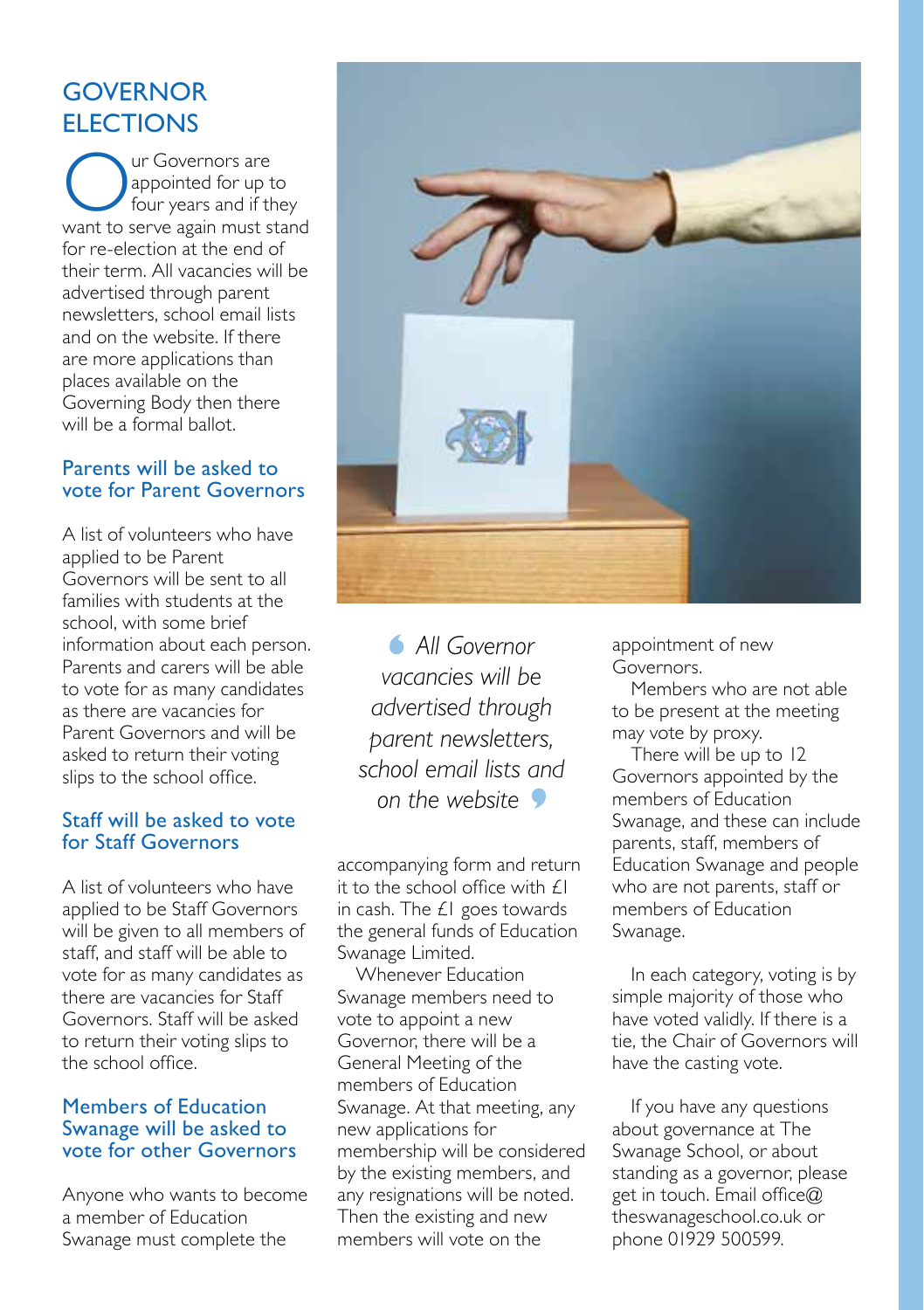# GOVERNOR ELECTIONS

Our Governors are appointed for up to four years and if they want to serve again must stand for re-election at the end of their term. All vacancies will be advertised through parent newsletters, school email lists and on the website. If there are more applications than places available on the Governing Body then there will be a formal ballot.

## Parents will be asked to vote for Parent Governors

A list of volunteers who have applied to be Parent Governors will be sent to all families with students at the school, with some brief information about each person. Parents and carers will be able to vote for as many candidates as there are vacancies for Parent Governors and will be asked to return their voting slips to the school office.

## Staff will be asked to vote for Staff Governors

A list of volunteers who have applied to be Staff Governors will be given to all members of staff, and staff will be able to vote for as many candidates as there are vacancies for Staff Governors. Staff will be asked to return their voting slips to the school office.

## Members of Education Swanage will be asked to vote for other Governors

Anyone who wants to become a member of Education Swanage must complete the accompanying form and return it to the school office with £1 in cash. The £1 goes towards the general funds of Education Swanage Limited.

Whenever Education Swanage members need to vote to appoint a new Governor, there will be a General Meeting of the members of Education Swanage. At that meeting, any new applications for membership will be considered by the existing members, and any resignations will be noted. Then the existing and new members will vote on the appointment of new Governors.

Members who are not able to be present at the meeting may vote by proxy.

There will be up to 12 Governors appointed by the members of Education Swanage, and these can include parents, staff, members of Education Swanage and people who are not parents, staff or members of Education Swanage.

*All Governor vacancies will be advertised through parent newsletters, school email lists and on the website*

In each category, voting is by simple majority of those who have voted validly. If there is a tie, the Chair of Governors will have the casting vote.

If you have any questions about governance at The Swanage School, or about standing as a governor, please get in touch. Email office@theswanageschool.co.uk or phone 01929 500599.